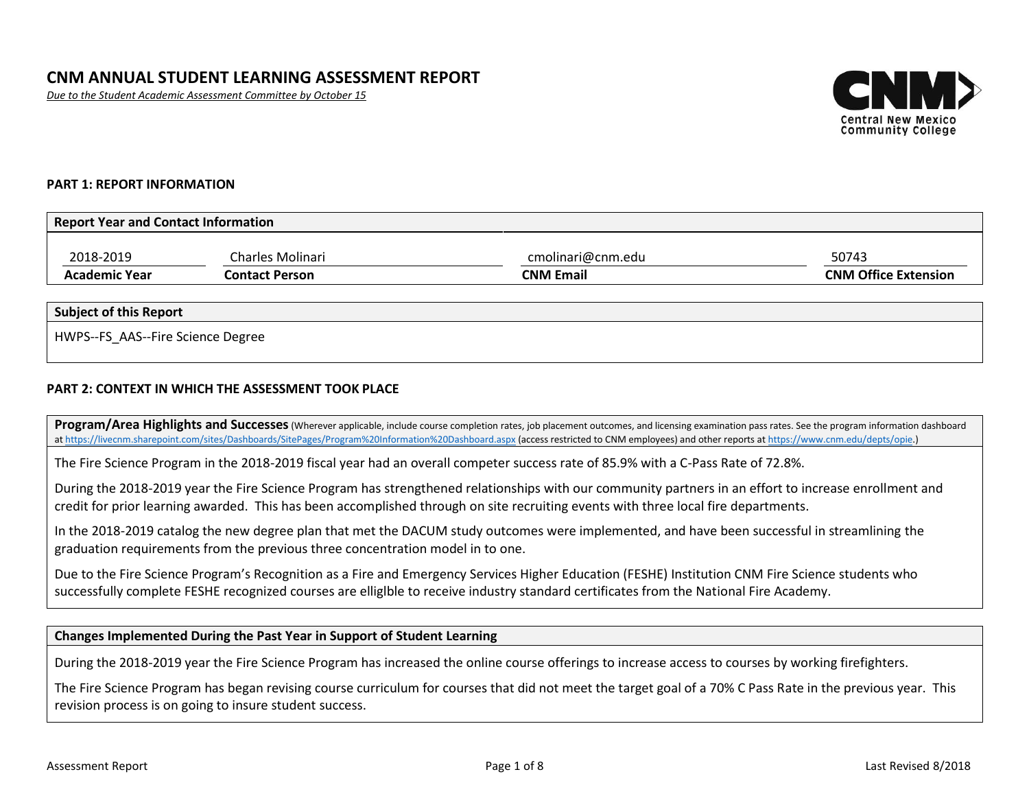# CNM ANNUAL STUDENT LEARNING ASSESSMENT REPORT

*Due to the Student Academic Assessment Committee by October 15*

## PART 1: REPORT INFORMATION

| Report Year and Contact Information | | | |
|---|---|---|---|
| 2018-2019 | Charles Molinari | cmolinari@cnm.edu | 50743 |
| **Academic Year** | **Contact Person** | **CNM Email** | **CNM Office Extension** |

| Subject of this Report |
|---|
| HWPS--FS_AAS--Fire Science Degree |

## PART 2: CONTEXT IN WHICH THE ASSESSMENT TOOK PLACE

**Program/Area Highlights and Successes** (Wherever applicable, include course completion rates, job placement outcomes, and licensing examination pass rates. See the program information dashboard at https://livecnm.sharepoint.com/sites/Dashboards/SitePages/Program%20Information%20Dashboard.aspx (access restricted to CNM employees) and other reports at https://www.cnm.edu/depts/opie.)

The Fire Science Program in the 2018-2019 fiscal year had an overall competer success rate of 85.9% with a C-Pass Rate of 72.8%.

During the 2018-2019 year the Fire Science Program has strengthened relationships with our community partners in an effort to increase enrollment and credit for prior learning awarded. This has been accomplished through on site recruiting events with three local fire departments.

In the 2018-2019 catalog the new degree plan that met the DACUM study outcomes were implemented, and have been successful in streamlining the graduation requirements from the previous three concentration model in to one.

Due to the Fire Science Program's Recognition as a Fire and Emergency Services Higher Education (FESHE) Institution CNM Fire Science students who successfully complete FESHE recognized courses are elliglble to receive industry standard certificates from the National Fire Academy.

**Changes Implemented During the Past Year in Support of Student Learning**

During the 2018-2019 year the Fire Science Program has increased the online course offerings to increase access to courses by working firefighters.

The Fire Science Program has began revising course curriculum for courses that did not meet the target goal of a 70% C Pass Rate in the previous year. This revision process is on going to insure student success.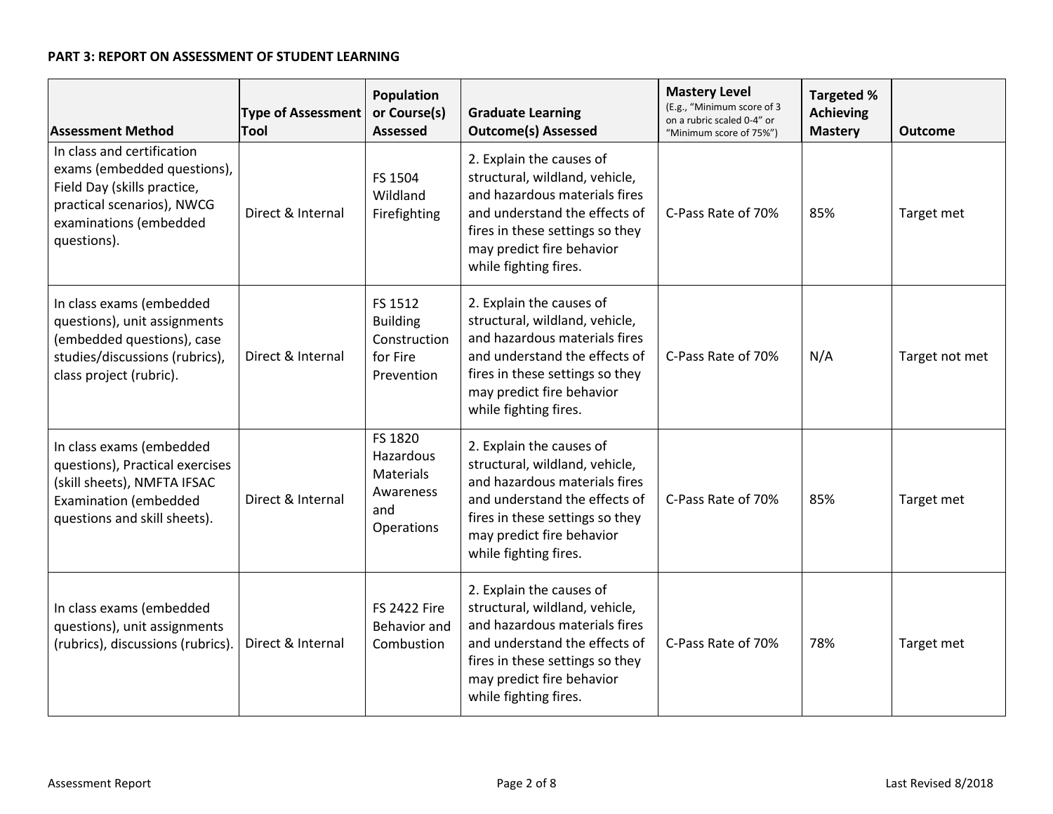**PART 3: REPORT ON ASSESSMENT OF STUDENT LEARNING**

| Assessment Method | Type of Assessment Tool | Population or Course(s) Assessed | Graduate Learning Outcome(s) Assessed | Mastery Level (E.g., "Minimum score of 3 on a rubric scaled 0-4" or "Minimum score of 75%") | Targeted % Achieving Mastery | Outcome |
|---|---|---|---|---|---|---|
| In class and certification exams (embedded questions), Field Day (skills practice, practical scenarios), NWCG examinations (embedded questions). | Direct & Internal | FS 1504 Wildland Firefighting | 2. Explain the causes of structural, wildland, vehicle, and hazardous materials fires and understand the effects of fires in these settings so they may predict fire behavior while fighting fires. | C-Pass Rate of 70% | 85% | Target met |
| In class exams (embedded questions), unit assignments (embedded questions), case studies/discussions (rubrics), class project (rubric). | Direct & Internal | FS 1512 Building Construction for Fire Prevention | 2. Explain the causes of structural, wildland, vehicle, and hazardous materials fires and understand the effects of fires in these settings so they may predict fire behavior while fighting fires. | C-Pass Rate of 70% | N/A | Target not met |
| In class exams (embedded questions), Practical exercises (skill sheets), NMFTA IFSAC Examination (embedded questions and skill sheets). | Direct & Internal | FS 1820 Hazardous Materials Awareness and Operations | 2. Explain the causes of structural, wildland, vehicle, and hazardous materials fires and understand the effects of fires in these settings so they may predict fire behavior while fighting fires. | C-Pass Rate of 70% | 85% | Target met |
| In class exams (embedded questions), unit assignments (rubrics), discussions (rubrics). | Direct & Internal | FS 2422 Fire Behavior and Combustion | 2. Explain the causes of structural, wildland, vehicle, and hazardous materials fires and understand the effects of fires in these settings so they may predict fire behavior while fighting fires. | C-Pass Rate of 70% | 78% | Target met |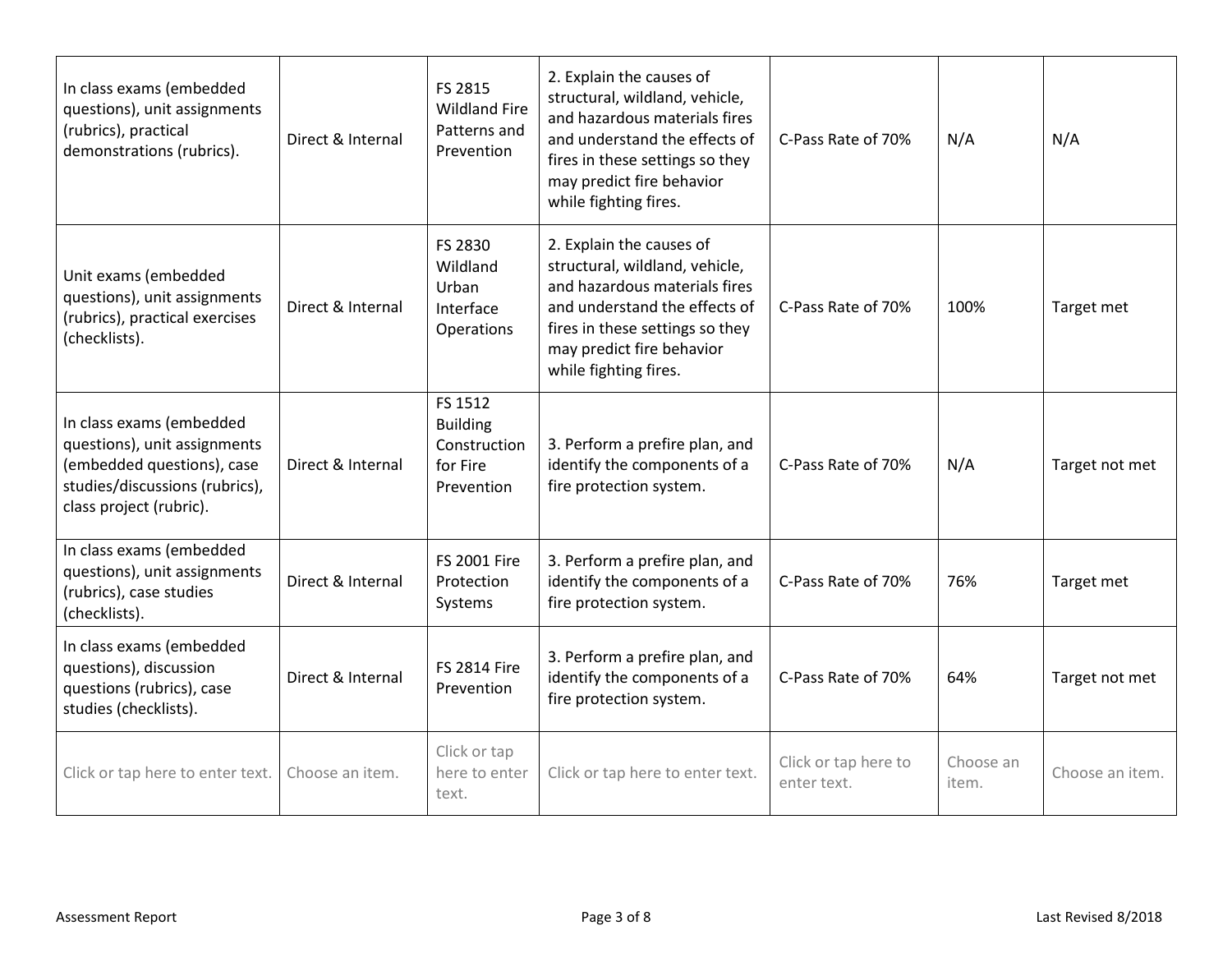| | | | | | | |
|---|---|---|---|---|---|---|
| In class exams (embedded questions), unit assignments (rubrics), practical demonstrations (rubrics). | Direct & Internal | FS 2815 Wildland Fire Patterns and Prevention | 2. Explain the causes of structural, wildland, vehicle, and hazardous materials fires and understand the effects of fires in these settings so they may predict fire behavior while fighting fires. | C-Pass Rate of 70% | N/A | N/A |
| Unit exams (embedded questions), unit assignments (rubrics), practical exercises (checklists). | Direct & Internal | FS 2830 Wildland Urban Interface Operations | 2. Explain the causes of structural, wildland, vehicle, and hazardous materials fires and understand the effects of fires in these settings so they may predict fire behavior while fighting fires. | C-Pass Rate of 70% | 100% | Target met |
| In class exams (embedded questions), unit assignments (embedded questions), case studies/discussions (rubrics), class project (rubric). | Direct & Internal | FS 1512 Building Construction for Fire Prevention | 3. Perform a prefire plan, and identify the components of a fire protection system. | C-Pass Rate of 70% | N/A | Target not met |
| In class exams (embedded questions), unit assignments (rubrics), case studies (checklists). | Direct & Internal | FS 2001 Fire Protection Systems | 3. Perform a prefire plan, and identify the components of a fire protection system. | C-Pass Rate of 70% | 76% | Target met |
| In class exams (embedded questions), discussion questions (rubrics), case studies (checklists). | Direct & Internal | FS 2814 Fire Prevention | 3. Perform a prefire plan, and identify the components of a fire protection system. | C-Pass Rate of 70% | 64% | Target not met |
| Click or tap here to enter text. | Choose an item. | Click or tap here to enter text. | Click or tap here to enter text. | Click or tap here to enter text. | Choose an item. | Choose an item. |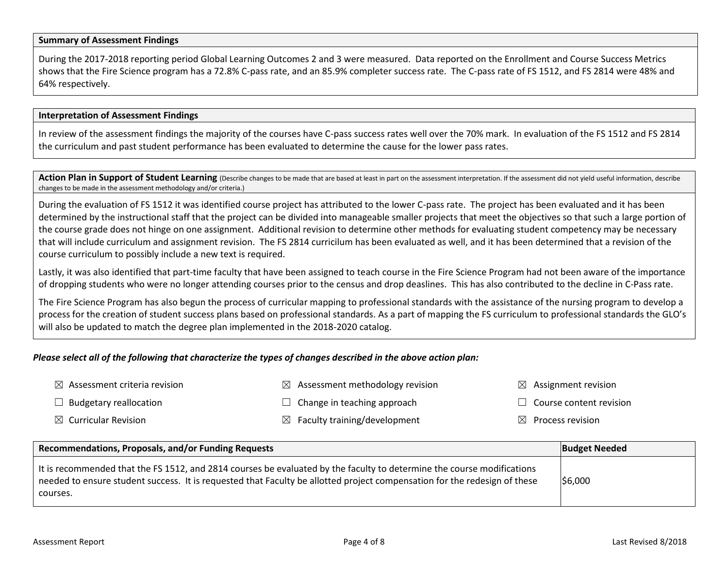**Summary of Assessment Findings**

During the 2017-2018 reporting period Global Learning Outcomes 2 and 3 were measured. Data reported on the Enrollment and Course Success Metrics shows that the Fire Science program has a 72.8% C-pass rate, and an 85.9% completer success rate. The C-pass rate of FS 1512, and FS 2814 were 48% and 64% respectively.

**Interpretation of Assessment Findings**

In review of the assessment findings the majority of the courses have C-pass success rates well over the 70% mark. In evaluation of the FS 1512 and FS 2814 the curriculum and past student performance has been evaluated to determine the cause for the lower pass rates.

**Action Plan in Support of Student Learning** (Describe changes to be made that are based at least in part on the assessment interpretation. If the assessment did not yield useful information, describe changes to be made in the assessment methodology and/or criteria.)

During the evaluation of FS 1512 it was identified course project has attributed to the lower C-pass rate. The project has been evaluated and it has been determined by the instructional staff that the project can be divided into manageable smaller projects that meet the objectives so that such a large portion of the course grade does not hinge on one assignment. Additional revision to determine other methods for evaluating student competency may be necessary that will include curriculum and assignment revision. The FS 2814 curricilum has been evaluated as well, and it has been determined that a revision of the course curriculum to possibly include a new text is required.

Lastly, it was also identified that part-time faculty that have been assigned to teach course in the Fire Science Program had not been aware of the importance of dropping students who were no longer attending courses prior to the census and drop deaslines. This has also contributed to the decline in C-Pass rate.

The Fire Science Program has also begun the process of curricular mapping to professional standards with the assistance of the nursing program to develop a process for the creation of student success plans based on professional standards. As a part of mapping the FS curriculum to professional standards the GLO's will also be updated to match the degree plan implemented in the 2018-2020 catalog.

***Please select all of the following that characterize the types of changes described in the above action plan:***

| | | |
|---|---|---|
| ☒ Assessment criteria revision | ☒ Assessment methodology revision | ☒ Assignment revision |
| ☐ Budgetary reallocation | ☐ Change in teaching approach | ☐ Course content revision |
| ☒ Curricular Revision | ☒ Faculty training/development | ☒ Process revision |

| Recommendations, Proposals, and/or Funding Requests | Budget Needed |
|---|---|
| It is recommended that the FS 1512, and 2814 courses be evaluated by the faculty to determine the course modifications needed to ensure student success. It is requested that Faculty be allotted project compensation for the redesign of these courses. | $6,000 |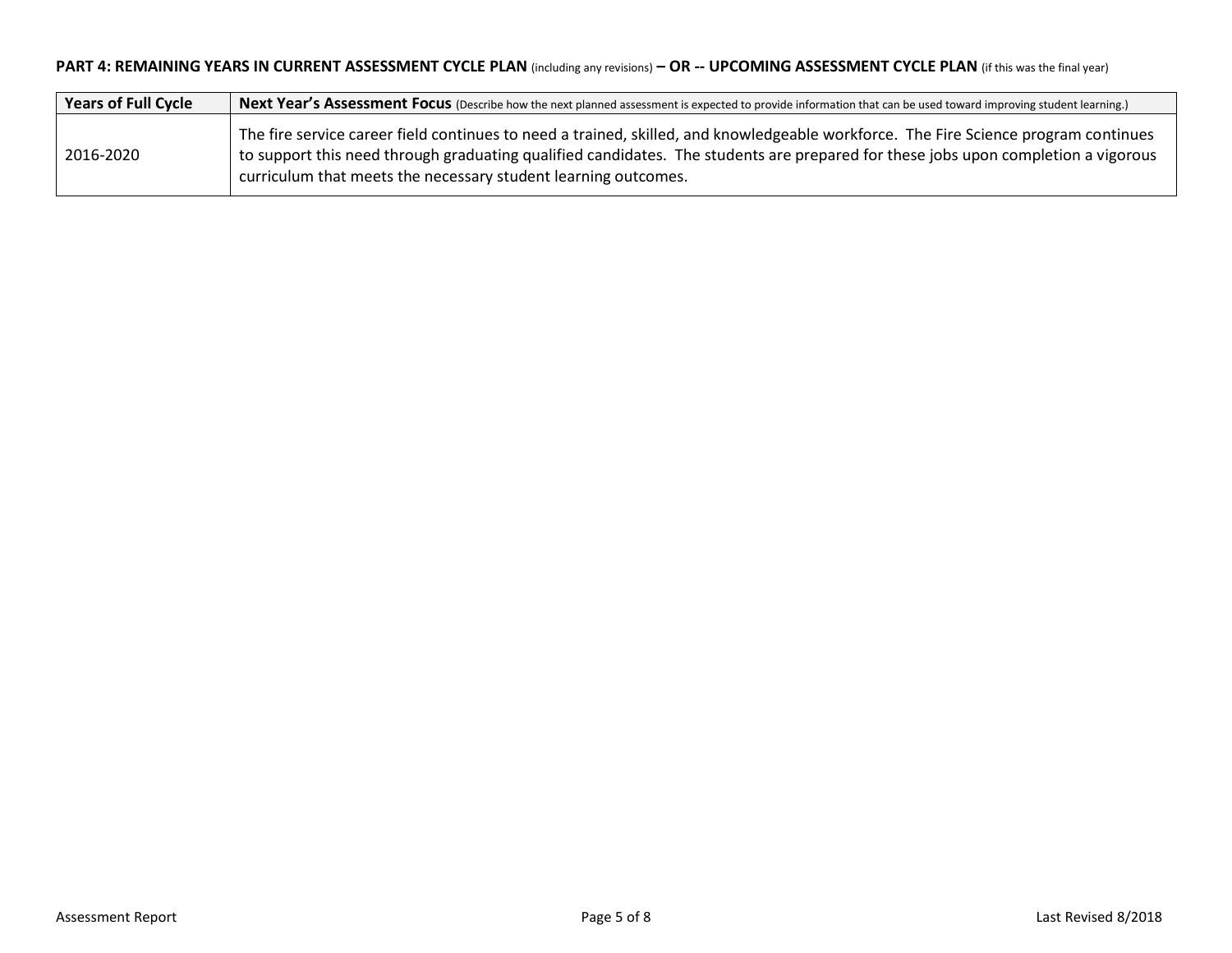**PART 4: REMAINING YEARS IN CURRENT ASSESSMENT CYCLE PLAN** (including any revisions) **– OR -- UPCOMING ASSESSMENT CYCLE PLAN** (if this was the final year)

| Years of Full Cycle | Next Year's Assessment Focus (Describe how the next planned assessment is expected to provide information that can be used toward improving student learning.) |
| --- | --- |
| 2016-2020 | The fire service career field continues to need a trained, skilled, and knowledgeable workforce. The Fire Science program continues to support this need through graduating qualified candidates. The students are prepared for these jobs upon completion a vigorous curriculum that meets the necessary student learning outcomes. |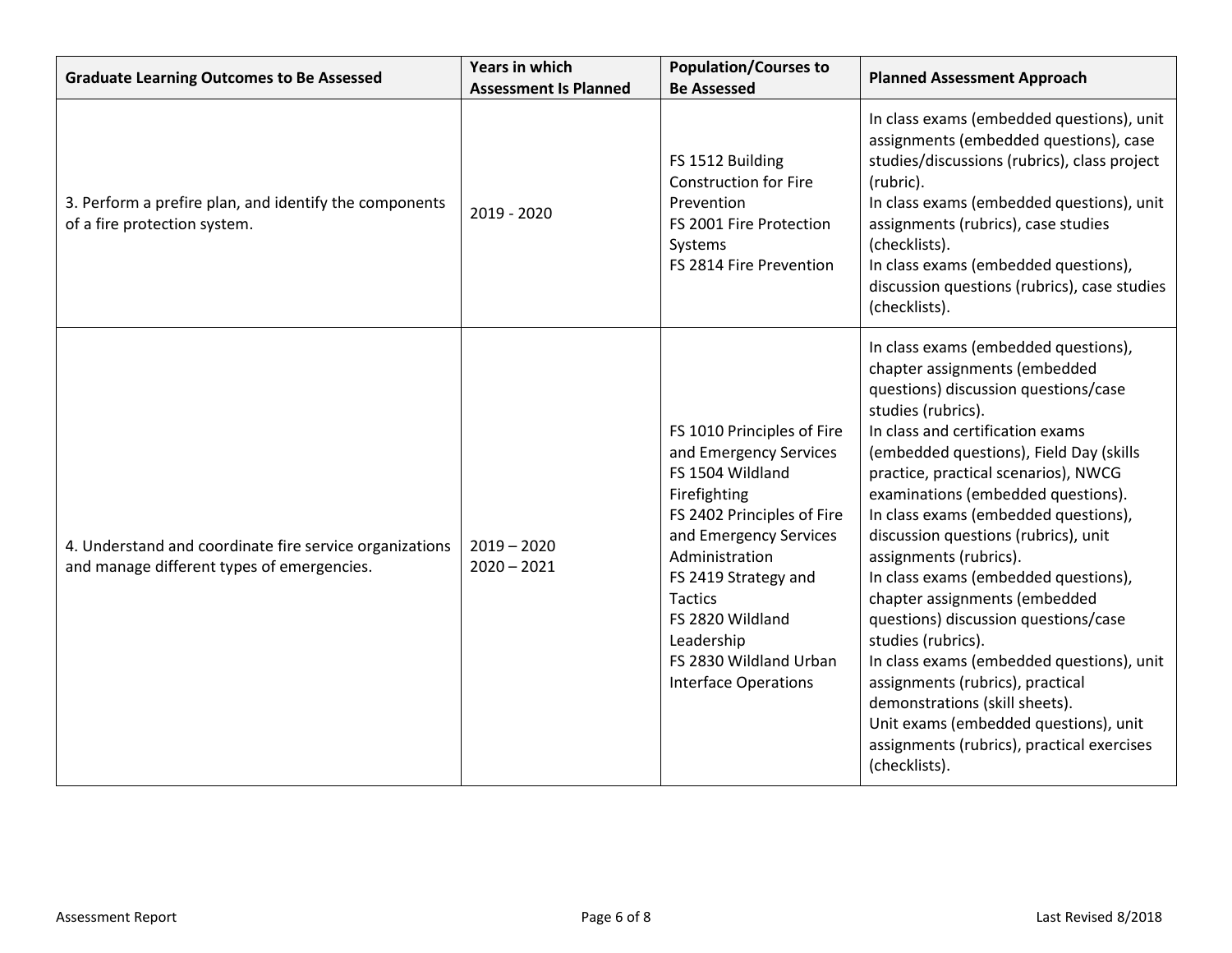| Graduate Learning Outcomes to Be Assessed | Years in which Assessment Is Planned | Population/Courses to Be Assessed | Planned Assessment Approach |
|---|---|---|---|
| 3. Perform a prefire plan, and identify the components of a fire protection system. | 2019 - 2020 | FS 1512 Building Construction for Fire Prevention<br>FS 2001 Fire Protection Systems<br>FS 2814 Fire Prevention | In class exams (embedded questions), unit assignments (embedded questions), case studies/discussions (rubrics), class project (rubric).<br>In class exams (embedded questions), unit assignments (rubrics), case studies (checklists).<br>In class exams (embedded questions), discussion questions (rubrics), case studies (checklists). |
| 4. Understand and coordinate fire service organizations and manage different types of emergencies. | 2019 – 2020<br>2020 – 2021 | FS 1010 Principles of Fire and Emergency Services<br>FS 1504 Wildland Firefighting<br>FS 2402 Principles of Fire and Emergency Services Administration<br>FS 2419 Strategy and Tactics<br>FS 2820 Wildland Leadership<br>FS 2830 Wildland Urban Interface Operations | In class exams (embedded questions), chapter assignments (embedded questions) discussion questions/case studies (rubrics).<br>In class and certification exams (embedded questions), Field Day (skills practice, practical scenarios), NWCG examinations (embedded questions).<br>In class exams (embedded questions), discussion questions (rubrics), unit assignments (rubrics).<br>In class exams (embedded questions), chapter assignments (embedded questions) discussion questions/case studies (rubrics).<br>In class exams (embedded questions), unit assignments (rubrics), practical demonstrations (skill sheets).<br>Unit exams (embedded questions), unit assignments (rubrics), practical exercises (checklists). |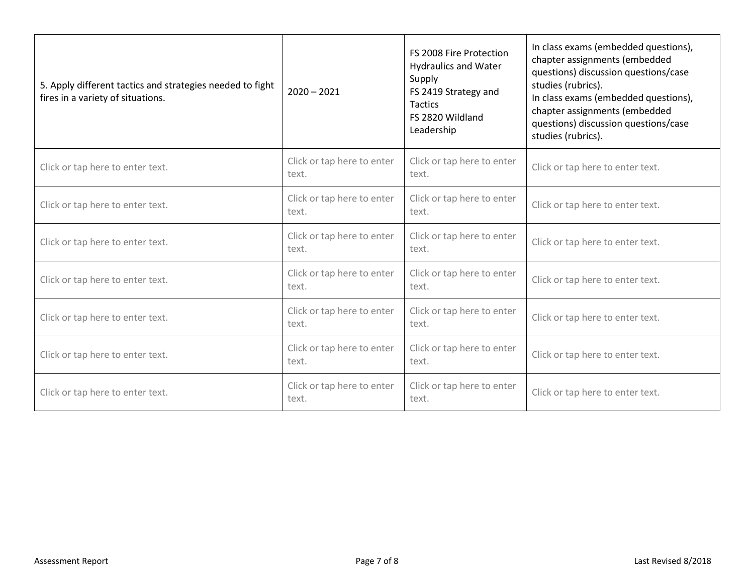| 5. Apply different tactics and strategies needed to fight fires in a variety of situations. | 2020 – 2021 | FS 2008 Fire Protection Hydraulics and Water Supply<br>FS 2419 Strategy and Tactics<br>FS 2820 Wildland Leadership | In class exams (embedded questions), chapter assignments (embedded questions) discussion questions/case studies (rubrics).<br>In class exams (embedded questions), chapter assignments (embedded questions) discussion questions/case studies (rubrics). |
|---|---|---|---|
| Click or tap here to enter text. | Click or tap here to enter text. | Click or tap here to enter text. | Click or tap here to enter text. |
| Click or tap here to enter text. | Click or tap here to enter text. | Click or tap here to enter text. | Click or tap here to enter text. |
| Click or tap here to enter text. | Click or tap here to enter text. | Click or tap here to enter text. | Click or tap here to enter text. |
| Click or tap here to enter text. | Click or tap here to enter text. | Click or tap here to enter text. | Click or tap here to enter text. |
| Click or tap here to enter text. | Click or tap here to enter text. | Click or tap here to enter text. | Click or tap here to enter text. |
| Click or tap here to enter text. | Click or tap here to enter text. | Click or tap here to enter text. | Click or tap here to enter text. |
| Click or tap here to enter text. | Click or tap here to enter text. | Click or tap here to enter text. | Click or tap here to enter text. |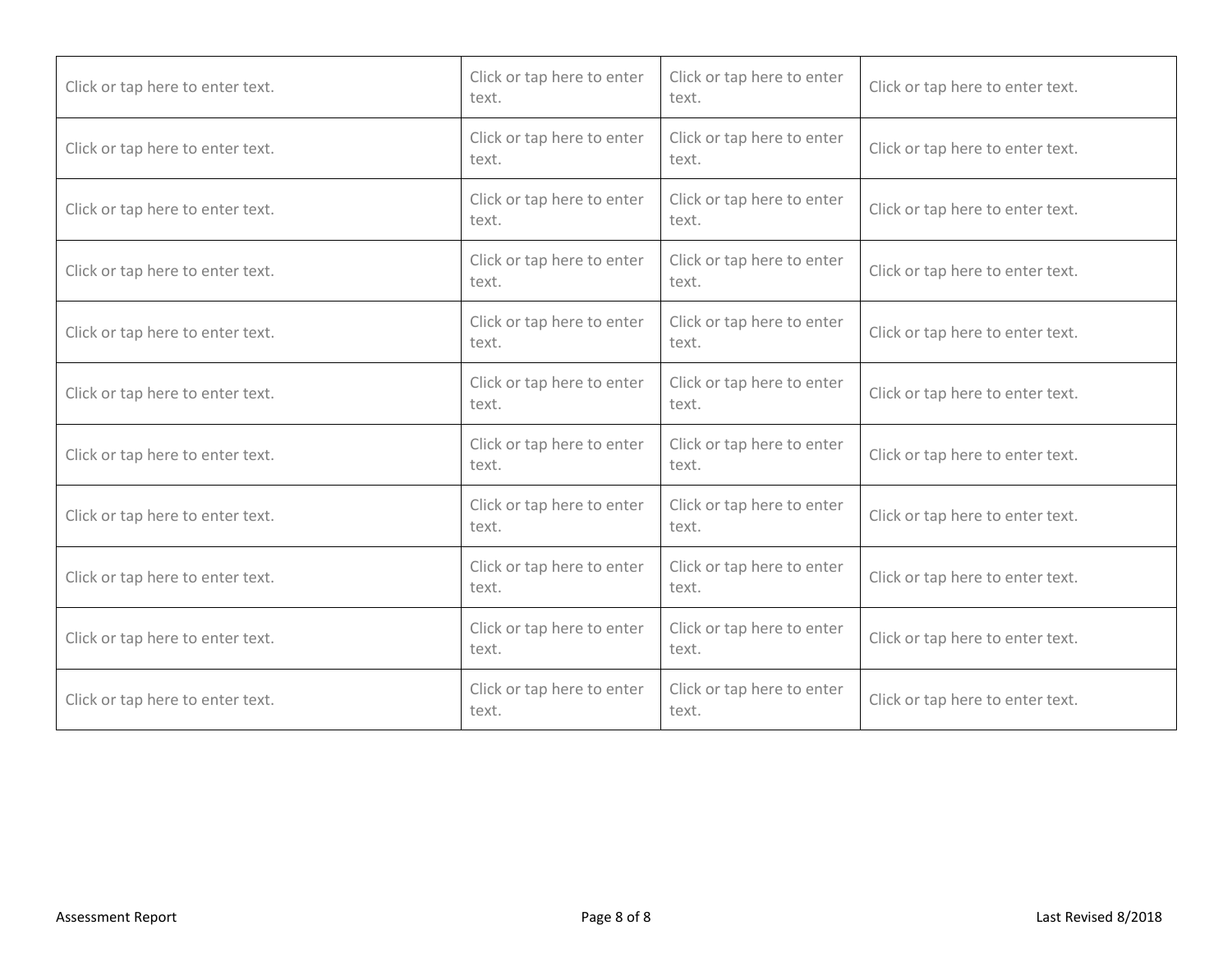| | | | |
|---|---|---|---|
| Click or tap here to enter text. | Click or tap here to enter text. | Click or tap here to enter text. | Click or tap here to enter text. |
| Click or tap here to enter text. | Click or tap here to enter text. | Click or tap here to enter text. | Click or tap here to enter text. |
| Click or tap here to enter text. | Click or tap here to enter text. | Click or tap here to enter text. | Click or tap here to enter text. |
| Click or tap here to enter text. | Click or tap here to enter text. | Click or tap here to enter text. | Click or tap here to enter text. |
| Click or tap here to enter text. | Click or tap here to enter text. | Click or tap here to enter text. | Click or tap here to enter text. |
| Click or tap here to enter text. | Click or tap here to enter text. | Click or tap here to enter text. | Click or tap here to enter text. |
| Click or tap here to enter text. | Click or tap here to enter text. | Click or tap here to enter text. | Click or tap here to enter text. |
| Click or tap here to enter text. | Click or tap here to enter text. | Click or tap here to enter text. | Click or tap here to enter text. |
| Click or tap here to enter text. | Click or tap here to enter text. | Click or tap here to enter text. | Click or tap here to enter text. |
| Click or tap here to enter text. | Click or tap here to enter text. | Click or tap here to enter text. | Click or tap here to enter text. |
| Click or tap here to enter text. | Click or tap here to enter text. | Click or tap here to enter text. | Click or tap here to enter text. |